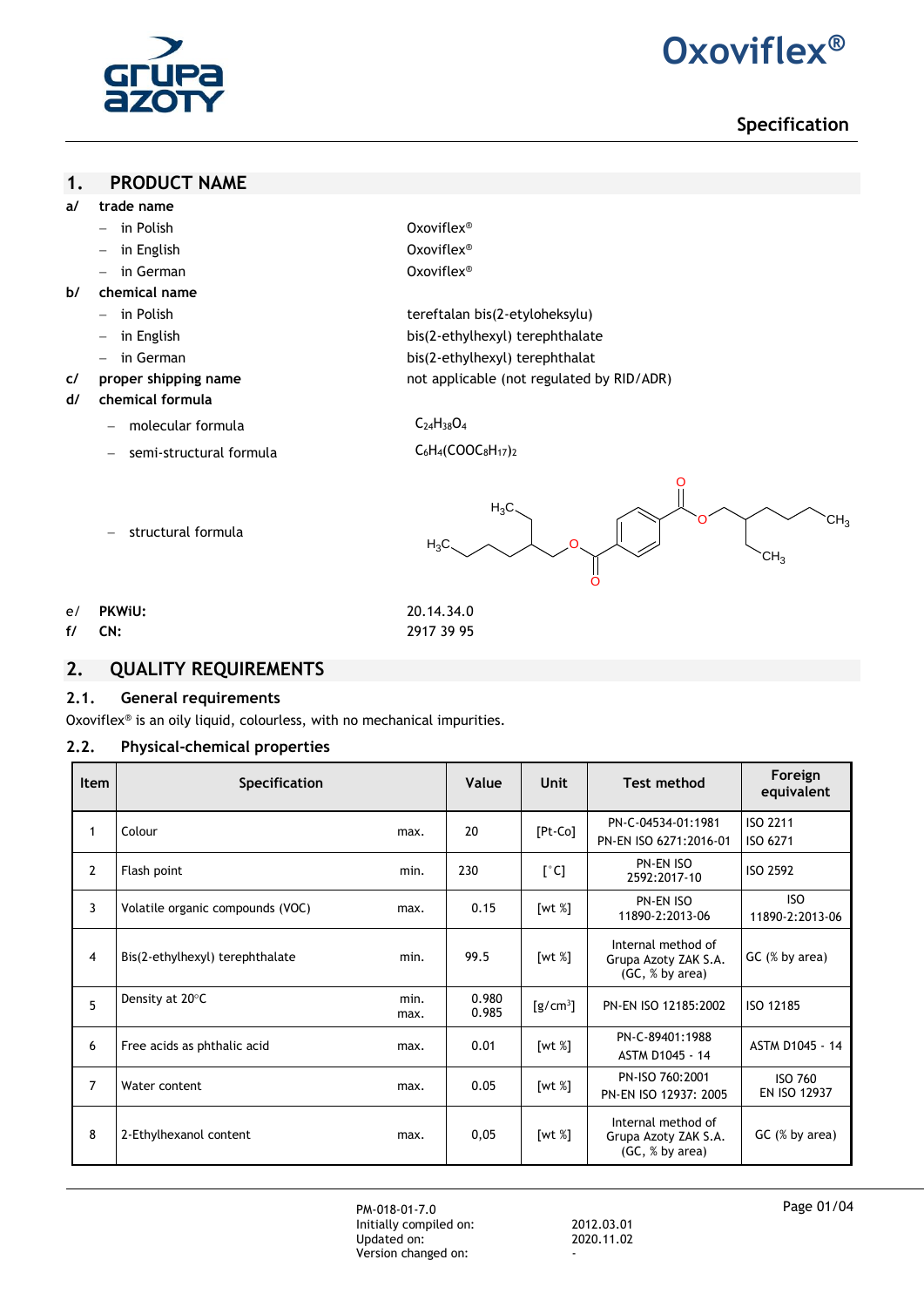# Oxoviflex®

## Specification

## 1. PRODUCT NAME

**a/ trade name**

- in Polish — Oxoviflex®
- in English — Oxoviflex®
- in German — Oxoviflex®

**b/ chemical name**

- in Polish — tereftalan bis(2-etyloheksylu)
- in English — bis(2-ethylhexyl) terephthalate
- in German — bis(2-ethylhexyl) terephthalat

**c/ proper shipping name** — not applicable (not regulated by RID/ADR)

**d/ chemical formula**

- molecular formula — $C_{24}H_{38}O_4$
- semi-structural formula — $C_6H_4(COOC_8H_{17})_2$
- structural formula

**e/ PKWiU:** 20.14.34.0

**f/ CN:** 2917 39 95

## 2. QUALITY REQUIREMENTS

### 2.1. General requirements

Oxoviflex® is an oily liquid, colourless, with no mechanical impurities.

### 2.2. Physical-chemical properties

| Item | Specification | | Value | Unit | Test method | Foreign equivalent |
|---|---|---|---|---|---|---|
| 1 | Colour | max. | 20 | [Pt-Co] | PN-C-04534-01:1981<br>PN-EN ISO 6271:2016-01 | ISO 2211<br>ISO 6271 |
| 2 | Flash point | min. | 230 | [°C] | PN-EN ISO 2592:2017-10 | ISO 2592 |
| 3 | Volatile organic compounds (VOC) | max. | 0.15 | [wt %] | PN-EN ISO 11890-2:2013-06 | ISO 11890-2:2013-06 |
| 4 | Bis(2-ethylhexyl) terephthalate | min. | 99.5 | [wt %] | Internal method of Grupa Azoty ZAK S.A. (GC, % by area) | GC (% by area) |
| 5 | Density at 20°C | min.<br>max. | 0.980<br>0.985 | [g/cm³] | PN-EN ISO 12185:2002 | ISO 12185 |
| 6 | Free acids as phthalic acid | max. | 0.01 | [wt %] | PN-C-89401:1988<br>ASTM D1045 - 14 | ASTM D1045 - 14 |
| 7 | Water content | max. | 0.05 | [wt %] | PN-ISO 760:2001<br>PN-EN ISO 12937: 2005 | ISO 760<br>EN ISO 12937 |
| 8 | 2-Ethylhexanol content | max. | 0,05 | [wt %] | Internal method of Grupa Azoty ZAK S.A. (GC, % by area) | GC (% by area) |

PM-018-01-7.0
Initially compiled on: 2012.03.01
Updated on: 2020.11.02
Version changed on: -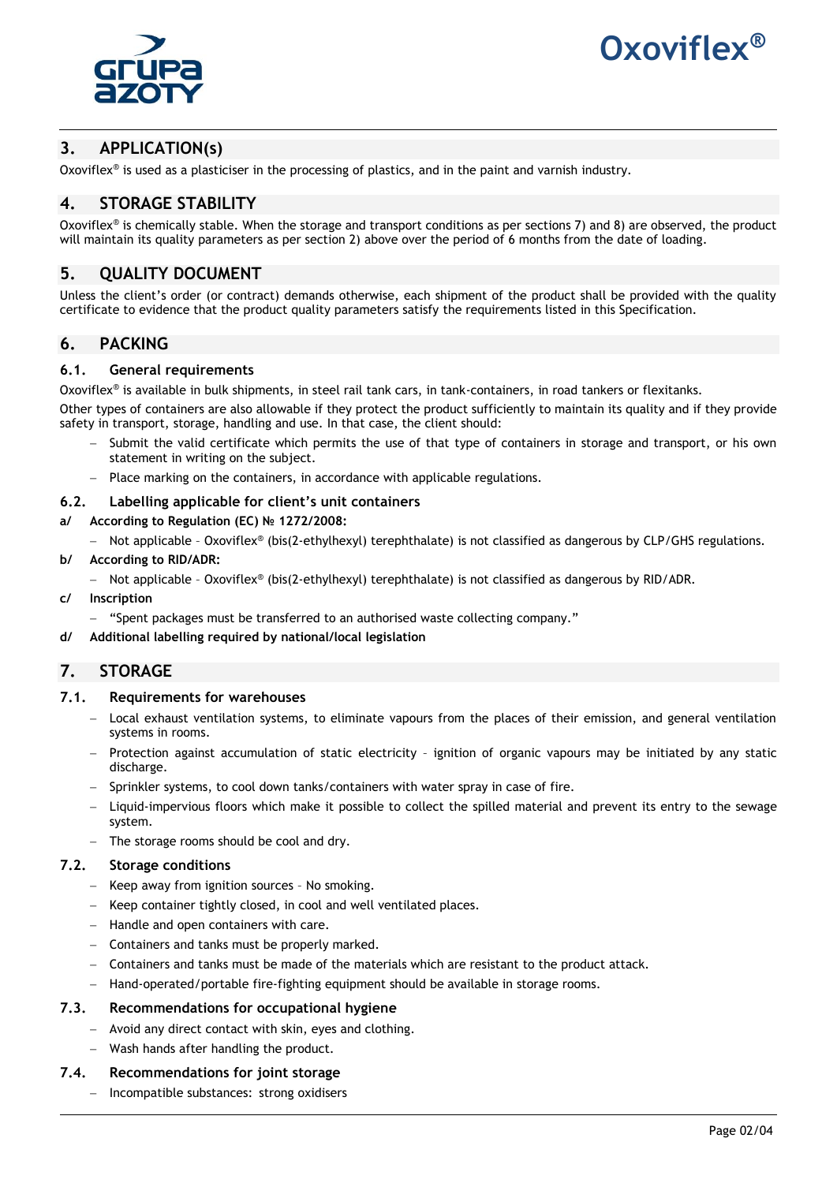## 3. APPLICATION(s)

Oxoviflex® is used as a plasticiser in the processing of plastics, and in the paint and varnish industry.

## 4. STORAGE STABILITY

Oxoviflex® is chemically stable. When the storage and transport conditions as per sections 7) and 8) are observed, the product will maintain its quality parameters as per section 2) above over the period of 6 months from the date of loading.

## 5. QUALITY DOCUMENT

Unless the client's order (or contract) demands otherwise, each shipment of the product shall be provided with the quality certificate to evidence that the product quality parameters satisfy the requirements listed in this Specification.

## 6. PACKING

### 6.1. General requirements

Oxoviflex® is available in bulk shipments, in steel rail tank cars, in tank-containers, in road tankers or flexitanks.

Other types of containers are also allowable if they protect the product sufficiently to maintain its quality and if they provide safety in transport, storage, handling and use. In that case, the client should:

- Submit the valid certificate which permits the use of that type of containers in storage and transport, or his own statement in writing on the subject.
- Place marking on the containers, in accordance with applicable regulations.

### 6.2. Labelling applicable for client's unit containers

**a/ According to Regulation (EC) № 1272/2008:**

- Not applicable – Oxoviflex® (bis(2-ethylhexyl) terephthalate) is not classified as dangerous by CLP/GHS regulations.

**b/ According to RID/ADR:**

- Not applicable – Oxoviflex® (bis(2-ethylhexyl) terephthalate) is not classified as dangerous by RID/ADR.

**c/ Inscription**

- "Spent packages must be transferred to an authorised waste collecting company."

**d/ Additional labelling required by national/local legislation**

## 7. STORAGE

### 7.1. Requirements for warehouses

- Local exhaust ventilation systems, to eliminate vapours from the places of their emission, and general ventilation systems in rooms.
- Protection against accumulation of static electricity – ignition of organic vapours may be initiated by any static discharge.
- Sprinkler systems, to cool down tanks/containers with water spray in case of fire.
- Liquid-impervious floors which make it possible to collect the spilled material and prevent its entry to the sewage system.
- The storage rooms should be cool and dry.

### 7.2. Storage conditions

- Keep away from ignition sources – No smoking.
- Keep container tightly closed, in cool and well ventilated places.
- Handle and open containers with care.
- Containers and tanks must be properly marked.
- Containers and tanks must be made of the materials which are resistant to the product attack.
- Hand-operated/portable fire-fighting equipment should be available in storage rooms.

### 7.3. Recommendations for occupational hygiene

- Avoid any direct contact with skin, eyes and clothing.
- Wash hands after handling the product.

### 7.4. Recommendations for joint storage

- Incompatible substances: strong oxidisers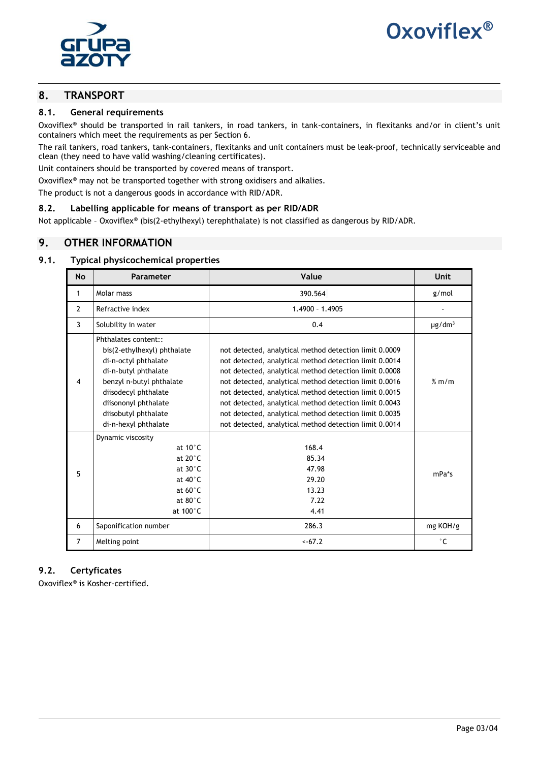## 8. TRANSPORT

### 8.1. General requirements

Oxoviflex® should be transported in rail tankers, in road tankers, in tank-containers, in flexitanks and/or in client's unit containers which meet the requirements as per Section 6.

The rail tankers, road tankers, tank-containers, flexitanks and unit containers must be leak-proof, technically serviceable and clean (they need to have valid washing/cleaning certificates).

Unit containers should be transported by covered means of transport.

Oxoviflex® may not be transported together with strong oxidisers and alkalies.

The product is not a dangerous goods in accordance with RID/ADR.

### 8.2. Labelling applicable for means of transport as per RID/ADR

Not applicable – Oxoviflex® (bis(2-ethylhexyl) terephthalate) is not classified as dangerous by RID/ADR.

## 9. OTHER INFORMATION

### 9.1. Typical physicochemical properties

| No | Parameter | Value | Unit |
|---|---|---|---|
| 1 | Molar mass | 390.564 | g/mol |
| 2 | Refractive index | 1.4900 – 1.4905 | - |
| 3 | Solubility in water | 0.4 | μg/dm³ |
| 4 | Phthalates content::<br>bis(2-ethylhexyl) phthalate<br>di-n-octyl phthalate<br>di-n-butyl phthalate<br>benzyl n-butyl phthalate<br>diisodecyl phthalate<br>diisononyl phthalate<br>diisobutyl phthalate<br>di-n-hexyl phthalate | <br>not detected, analytical method detection limit 0.0009<br>not detected, analytical method detection limit 0.0014<br>not detected, analytical method detection limit 0.0008<br>not detected, analytical method detection limit 0.0016<br>not detected, analytical method detection limit 0.0015<br>not detected, analytical method detection limit 0.0043<br>not detected, analytical method detection limit 0.0035<br>not detected, analytical method detection limit 0.0014 | % m/m |
| 5 | Dynamic viscosity<br>at 10°C<br>at 20°C<br>at 30°C<br>at 40°C<br>at 60°C<br>at 80°C<br>at 100°C | <br>168.4<br>85.34<br>47.98<br>29.20<br>13.23<br>7.22<br>4.41 | mPa*s |
| 6 | Saponification number | 286.3 | mg KOH/g |
| 7 | Melting point | <-67.2 | °C |

### 9.2. Certyficates

Oxoviflex® is Kosher-certified.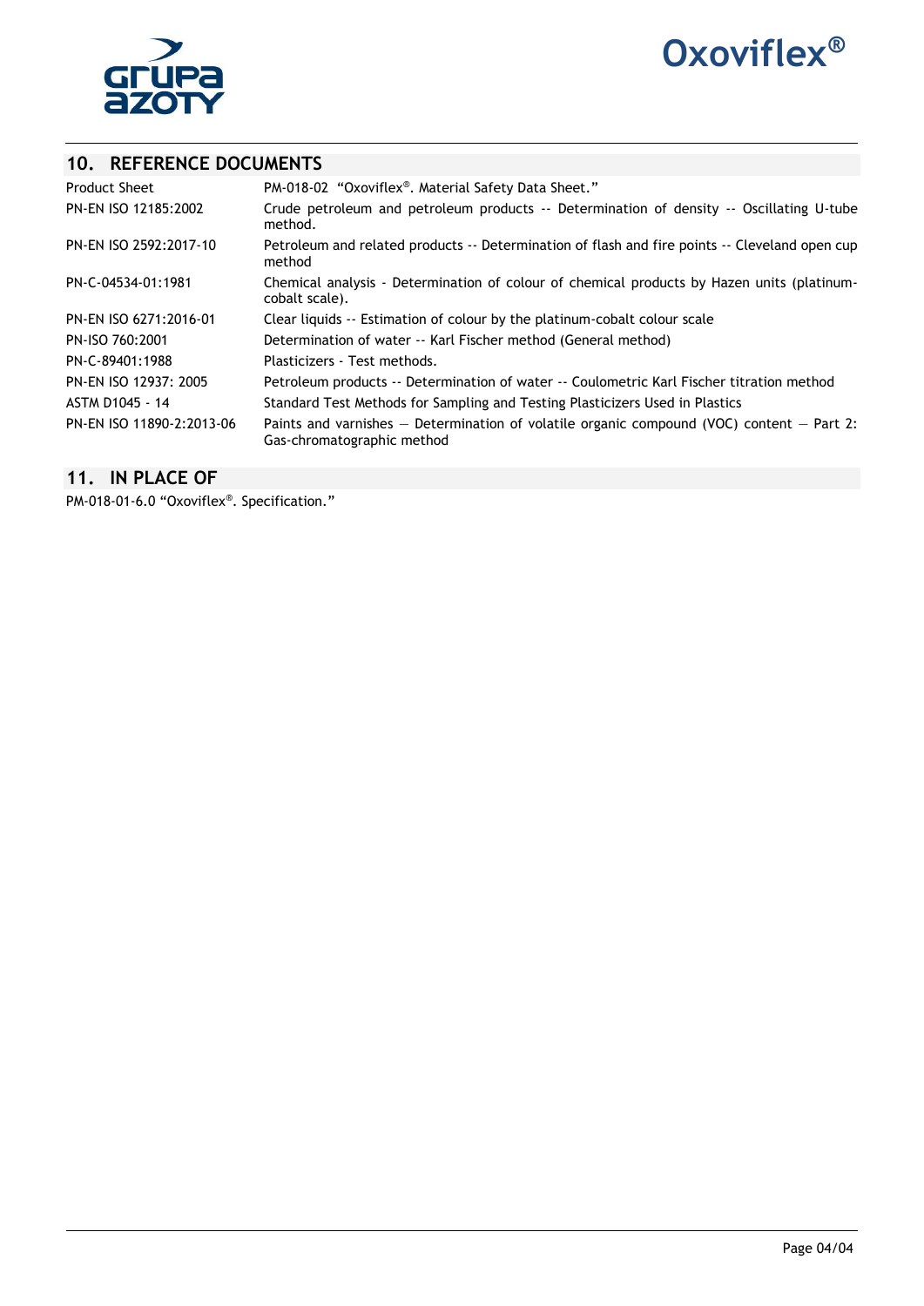## 10. REFERENCE DOCUMENTS

| | |
|---|---|
| Product Sheet | PM-018-02 "Oxoviflex®. Material Safety Data Sheet." |
| PN-EN ISO 12185:2002 | Crude petroleum and petroleum products -- Determination of density -- Oscillating U-tube method. |
| PN-EN ISO 2592:2017-10 | Petroleum and related products -- Determination of flash and fire points -- Cleveland open cup method |
| PN-C-04534-01:1981 | Chemical analysis - Determination of colour of chemical products by Hazen units (platinum-cobalt scale). |
| PN-EN ISO 6271:2016-01 | Clear liquids -- Estimation of colour by the platinum-cobalt colour scale |
| PN-ISO 760:2001 | Determination of water -- Karl Fischer method (General method) |
| PN-C-89401:1988 | Plasticizers - Test methods. |
| PN-EN ISO 12937: 2005 | Petroleum products -- Determination of water -- Coulometric Karl Fischer titration method |
| ASTM D1045 - 14 | Standard Test Methods for Sampling and Testing Plasticizers Used in Plastics |
| PN-EN ISO 11890-2:2013-06 | Paints and varnishes — Determination of volatile organic compound (VOC) content — Part 2: Gas-chromatographic method |

## 11. IN PLACE OF

PM-018-01-6.0 "Oxoviflex®. Specification."